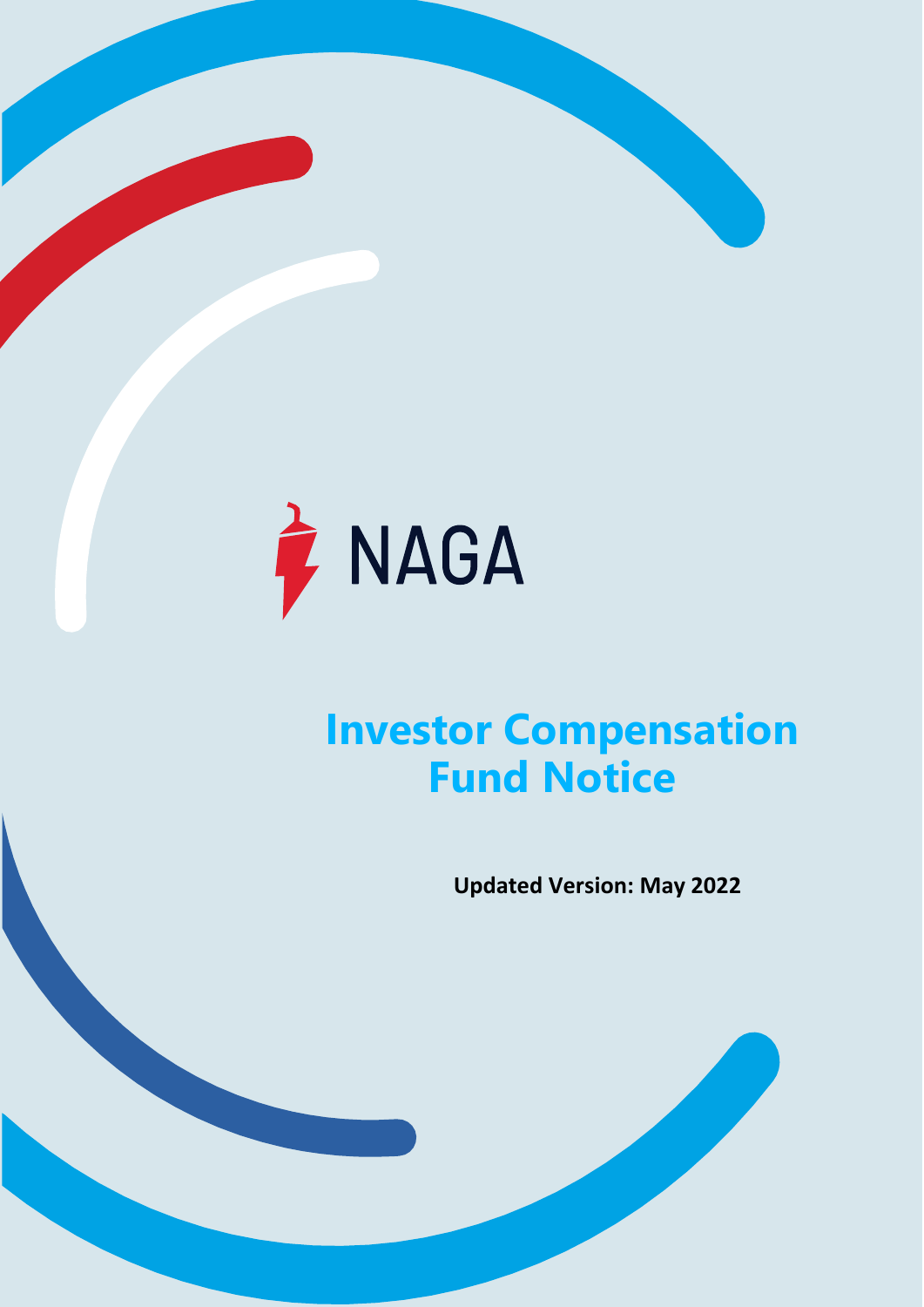NAGA

# Investor Compensation Fund Notice

**Updated Version: May 2022**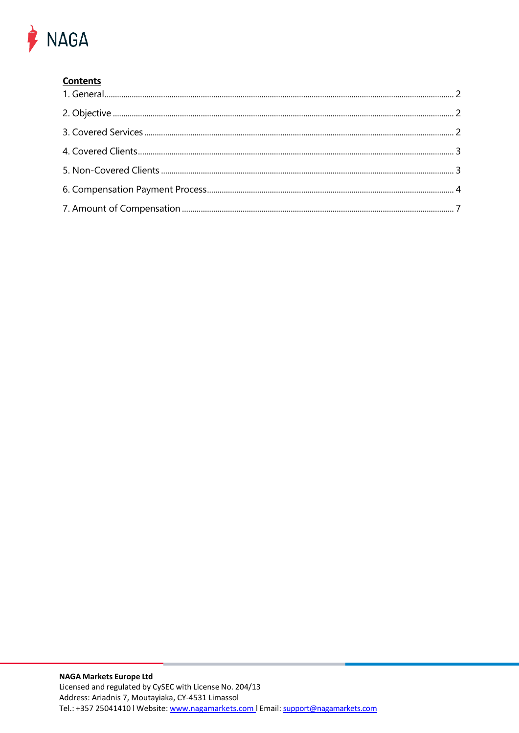**Contents**

1. General ........................................................................................................ 2
2. Objective ...................................................................................................... 2
3. Covered Services .......................................................................................... 2
4. Covered Clients ............................................................................................ 3
5. Non-Covered Clients ..................................................................................... 3
6. Compensation Payment Process .................................................................... 4
7. Amount of Compensation .............................................................................. 7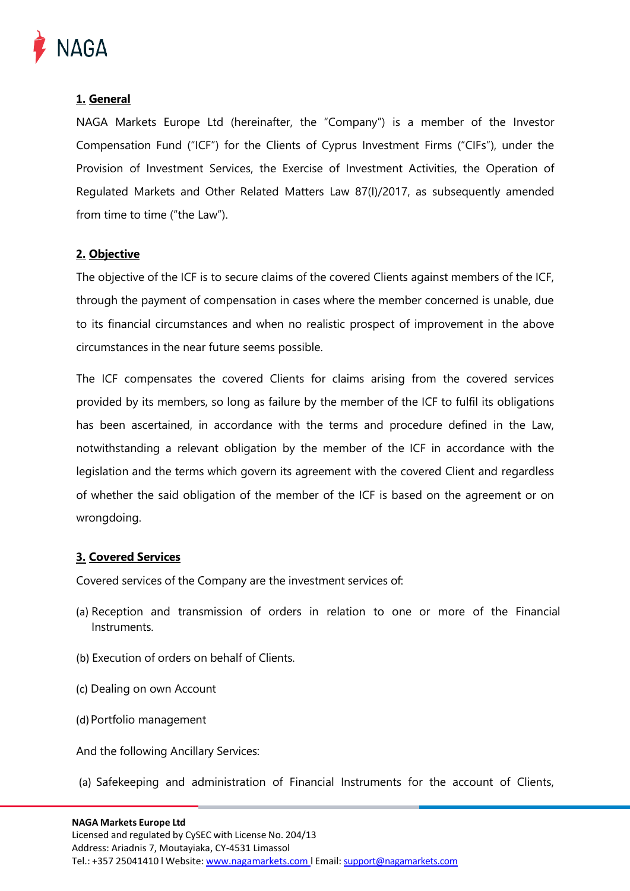## 1. General

NAGA Markets Europe Ltd (hereinafter, the "Company") is a member of the Investor Compensation Fund ("ICF") for the Clients of Cyprus Investment Firms ("CIFs"), under the Provision of Investment Services, the Exercise of Investment Activities, the Operation of Regulated Markets and Other Related Matters Law 87(I)/2017, as subsequently amended from time to time ("the Law").

## 2. Objective

The objective of the ICF is to secure claims of the covered Clients against members of the ICF, through the payment of compensation in cases where the member concerned is unable, due to its financial circumstances and when no realistic prospect of improvement in the above circumstances in the near future seems possible.

The ICF compensates the covered Clients for claims arising from the covered services provided by its members, so long as failure by the member of the ICF to fulfil its obligations has been ascertained, in accordance with the terms and procedure defined in the Law, notwithstanding a relevant obligation by the member of the ICF in accordance with the legislation and the terms which govern its agreement with the covered Client and regardless of whether the said obligation of the member of the ICF is based on the agreement or on wrongdoing.

## 3. Covered Services

Covered services of the Company are the investment services of:

(a) Reception and transmission of orders in relation to one or more of the Financial Instruments.

(b) Execution of orders on behalf of Clients.

(c) Dealing on own Account

(d) Portfolio management

And the following Ancillary Services:

(a) Safekeeping and administration of Financial Instruments for the account of Clients,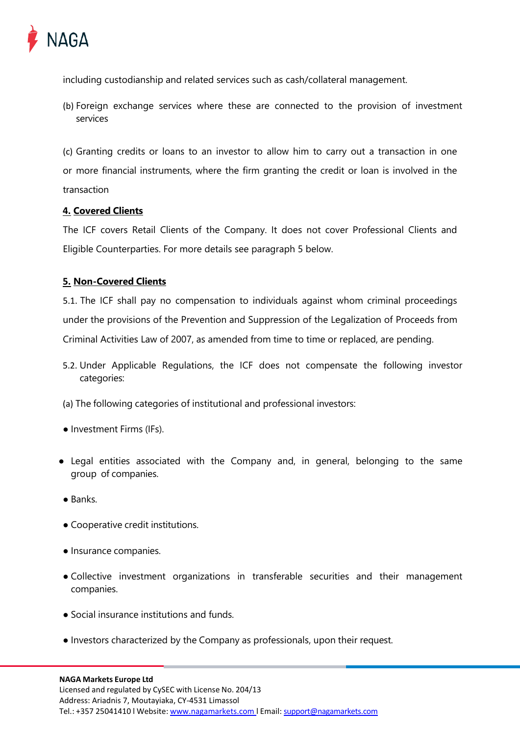including custodianship and related services such as cash/collateral management.

(b) Foreign exchange services where these are connected to the provision of investment services

(c) Granting credits or loans to an investor to allow him to carry out a transaction in one or more financial instruments, where the firm granting the credit or loan is involved in the transaction

**4. Covered Clients**

The ICF covers Retail Clients of the Company. It does not cover Professional Clients and Eligible Counterparties. For more details see paragraph 5 below.

**5. Non-Covered Clients**

5.1. The ICF shall pay no compensation to individuals against whom criminal proceedings under the provisions of the Prevention and Suppression of the Legalization of Proceeds from Criminal Activities Law of 2007, as amended from time to time or replaced, are pending.

5.2. Under Applicable Regulations, the ICF does not compensate the following investor categories:

(a) The following categories of institutional and professional investors:

- Investment Firms (IFs).
- Legal entities associated with the Company and, in general, belonging to the same group of companies.
- Banks.
- Cooperative credit institutions.
- Insurance companies.
- Collective investment organizations in transferable securities and their management companies.
- Social insurance institutions and funds.
- Investors characterized by the Company as professionals, upon their request.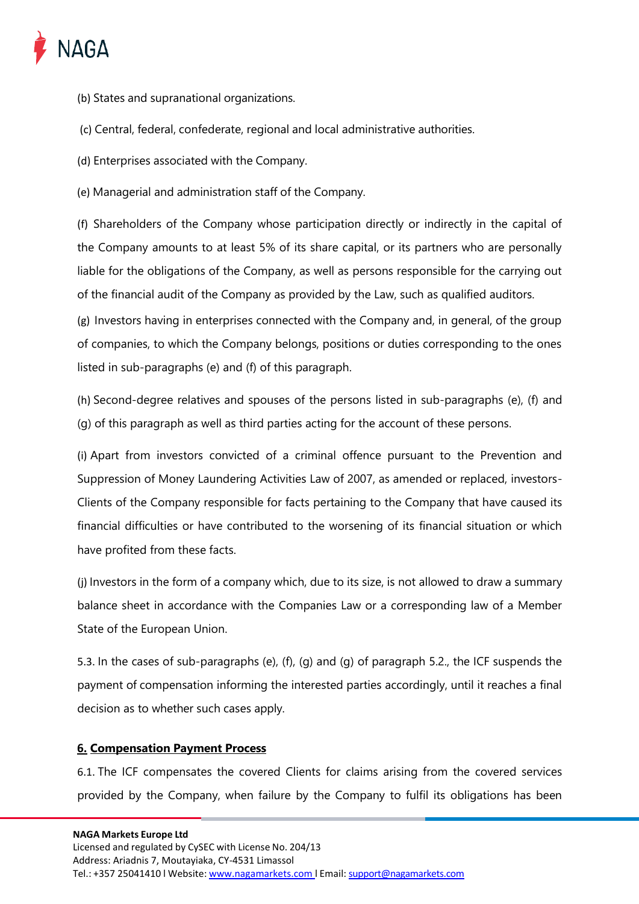(b) States and supranational organizations.

(c) Central, federal, confederate, regional and local administrative authorities.

(d) Enterprises associated with the Company.

(e) Managerial and administration staff of the Company.

(f) Shareholders of the Company whose participation directly or indirectly in the capital of the Company amounts to at least 5% of its share capital, or its partners who are personally liable for the obligations of the Company, as well as persons responsible for the carrying out of the financial audit of the Company as provided by the Law, such as qualified auditors.

(g) Investors having in enterprises connected with the Company and, in general, of the group of companies, to which the Company belongs, positions or duties corresponding to the ones listed in sub-paragraphs (e) and (f) of this paragraph.

(h) Second-degree relatives and spouses of the persons listed in sub-paragraphs (e), (f) and (g) of this paragraph as well as third parties acting for the account of these persons.

(i) Apart from investors convicted of a criminal offence pursuant to the Prevention and Suppression of Money Laundering Activities Law of 2007, as amended or replaced, investors-Clients of the Company responsible for facts pertaining to the Company that have caused its financial difficulties or have contributed to the worsening of its financial situation or which have profited from these facts.

(j) Investors in the form of a company which, due to its size, is not allowed to draw a summary balance sheet in accordance with the Companies Law or a corresponding law of a Member State of the European Union.

5.3. In the cases of sub-paragraphs (e), (f), (g) and (g) of paragraph 5.2., the ICF suspends the payment of compensation informing the interested parties accordingly, until it reaches a final decision as to whether such cases apply.

## 6. Compensation Payment Process

6.1. The ICF compensates the covered Clients for claims arising from the covered services provided by the Company, when failure by the Company to fulfil its obligations has been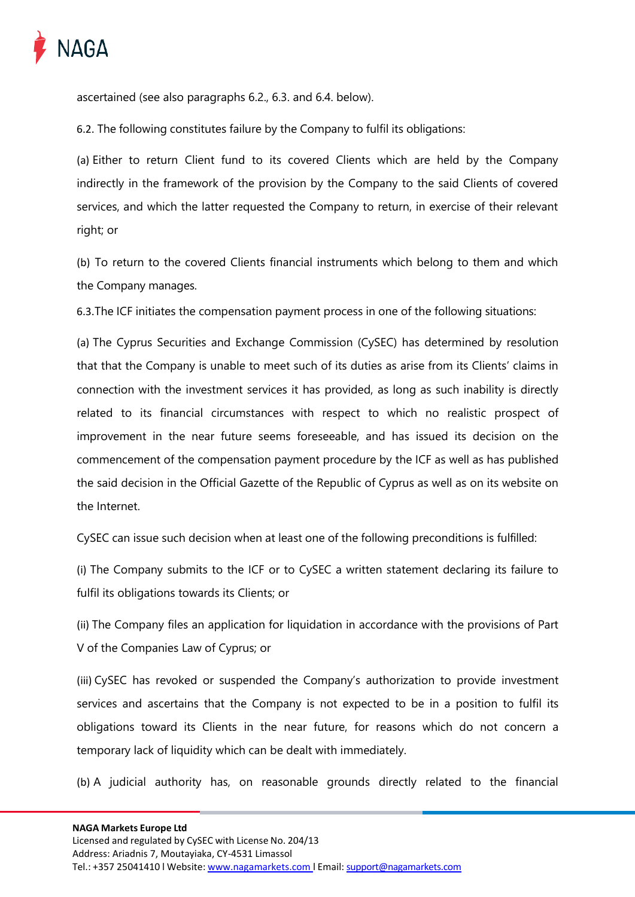ascertained (see also paragraphs 6.2., 6.3. and 6.4. below).

6.2. The following constitutes failure by the Company to fulfil its obligations:

(a) Either to return Client fund to its covered Clients which are held by the Company indirectly in the framework of the provision by the Company to the said Clients of covered services, and which the latter requested the Company to return, in exercise of their relevant right; or

(b) To return to the covered Clients financial instruments which belong to them and which the Company manages.

6.3.The ICF initiates the compensation payment process in one of the following situations:

(a) The Cyprus Securities and Exchange Commission (CySEC) has determined by resolution that that the Company is unable to meet such of its duties as arise from its Clients' claims in connection with the investment services it has provided, as long as such inability is directly related to its financial circumstances with respect to which no realistic prospect of improvement in the near future seems foreseeable, and has issued its decision on the commencement of the compensation payment procedure by the ICF as well as has published the said decision in the Official Gazette of the Republic of Cyprus as well as on its website on the Internet.

CySEC can issue such decision when at least one of the following preconditions is fulfilled:

(i) The Company submits to the ICF or to CySEC a written statement declaring its failure to fulfil its obligations towards its Clients; or

(ii) The Company files an application for liquidation in accordance with the provisions of Part V of the Companies Law of Cyprus; or

(iii) CySEC has revoked or suspended the Company's authorization to provide investment services and ascertains that the Company is not expected to be in a position to fulfil its obligations toward its Clients in the near future, for reasons which do not concern a temporary lack of liquidity which can be dealt with immediately.

(b) A judicial authority has, on reasonable grounds directly related to the financial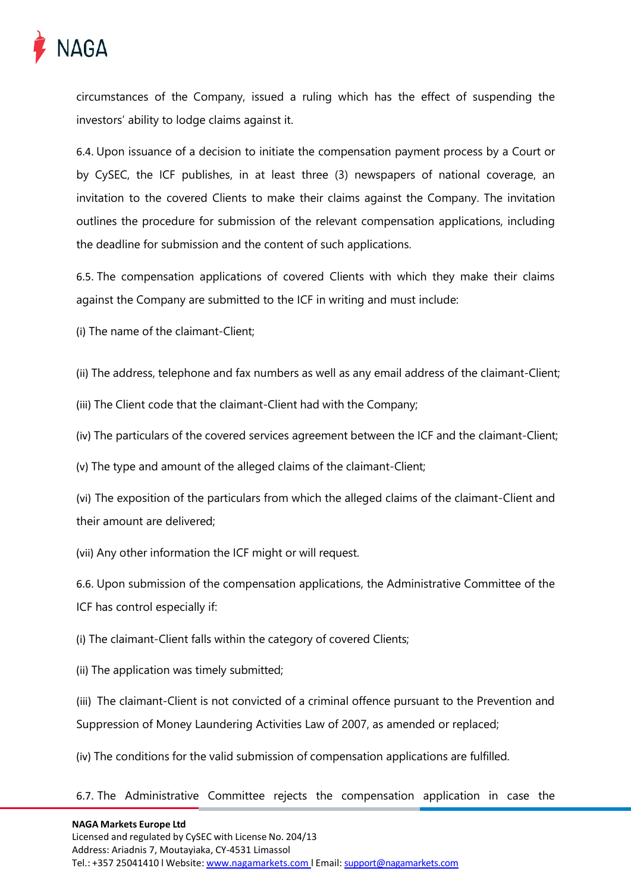circumstances of the Company, issued a ruling which has the effect of suspending the investors' ability to lodge claims against it.

6.4. Upon issuance of a decision to initiate the compensation payment process by a Court or by CySEC, the ICF publishes, in at least three (3) newspapers of national coverage, an invitation to the covered Clients to make their claims against the Company. The invitation outlines the procedure for submission of the relevant compensation applications, including the deadline for submission and the content of such applications.

6.5. The compensation applications of covered Clients with which they make their claims against the Company are submitted to the ICF in writing and must include:

(i) The name of the claimant-Client;

(ii) The address, telephone and fax numbers as well as any email address of the claimant-Client;

(iii) The Client code that the claimant-Client had with the Company;

(iv) The particulars of the covered services agreement between the ICF and the claimant-Client;

(v) The type and amount of the alleged claims of the claimant-Client;

(vi) The exposition of the particulars from which the alleged claims of the claimant-Client and their amount are delivered;

(vii) Any other information the ICF might or will request.

6.6. Upon submission of the compensation applications, the Administrative Committee of the ICF has control especially if:

(i) The claimant-Client falls within the category of covered Clients;

(ii) The application was timely submitted;

(iii) The claimant-Client is not convicted of a criminal offence pursuant to the Prevention and Suppression of Money Laundering Activities Law of 2007, as amended or replaced;

(iv) The conditions for the valid submission of compensation applications are fulfilled.

6.7. The Administrative Committee rejects the compensation application in case the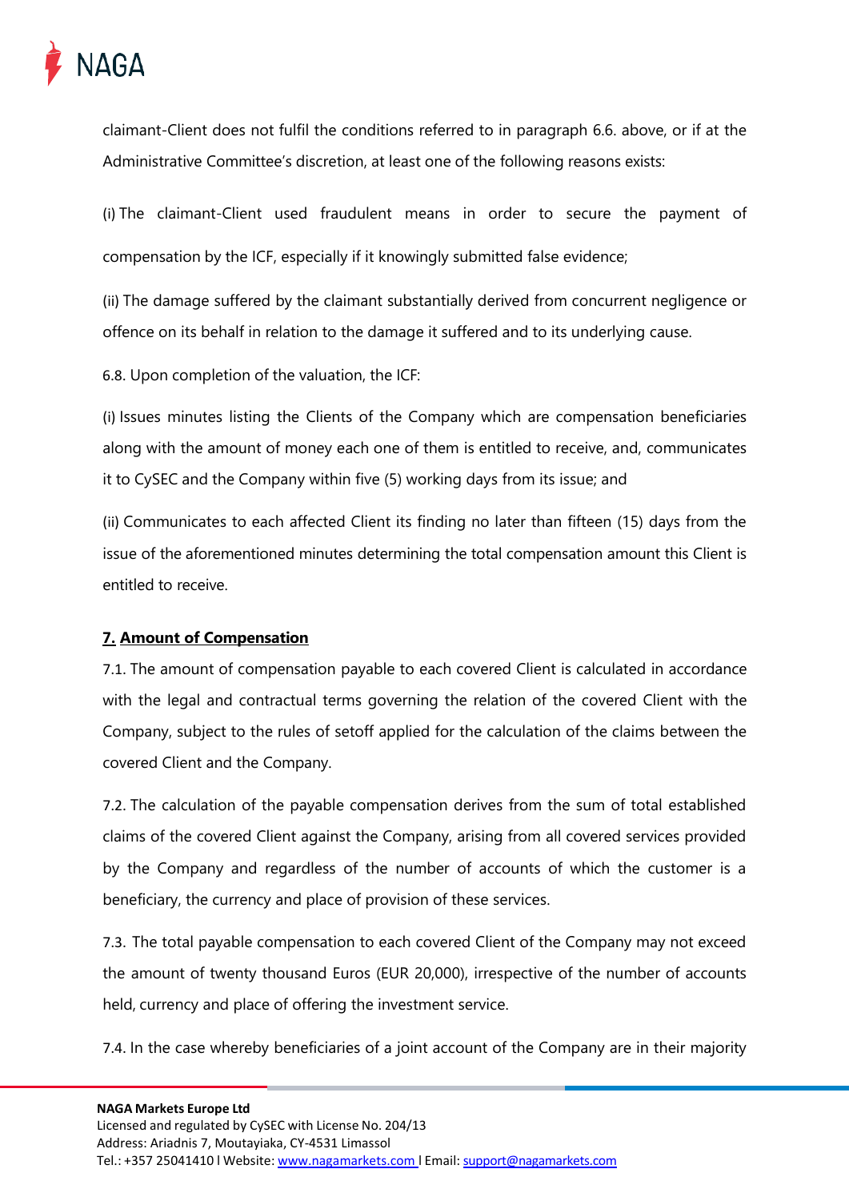claimant-Client does not fulfil the conditions referred to in paragraph 6.6. above, or if at the Administrative Committee's discretion, at least one of the following reasons exists:

(i) The claimant-Client used fraudulent means in order to secure the payment of compensation by the ICF, especially if it knowingly submitted false evidence;

(ii) The damage suffered by the claimant substantially derived from concurrent negligence or offence on its behalf in relation to the damage it suffered and to its underlying cause.

6.8. Upon completion of the valuation, the ICF:

(i) Issues minutes listing the Clients of the Company which are compensation beneficiaries along with the amount of money each one of them is entitled to receive, and, communicates it to CySEC and the Company within five (5) working days from its issue; and

(ii) Communicates to each affected Client its finding no later than fifteen (15) days from the issue of the aforementioned minutes determining the total compensation amount this Client is entitled to receive.

## 7. Amount of Compensation

7.1. The amount of compensation payable to each covered Client is calculated in accordance with the legal and contractual terms governing the relation of the covered Client with the Company, subject to the rules of setoff applied for the calculation of the claims between the covered Client and the Company.

7.2. The calculation of the payable compensation derives from the sum of total established claims of the covered Client against the Company, arising from all covered services provided by the Company and regardless of the number of accounts of which the customer is a beneficiary, the currency and place of provision of these services.

7.3. The total payable compensation to each covered Client of the Company may not exceed the amount of twenty thousand Euros (EUR 20,000), irrespective of the number of accounts held, currency and place of offering the investment service.

7.4. In the case whereby beneficiaries of a joint account of the Company are in their majority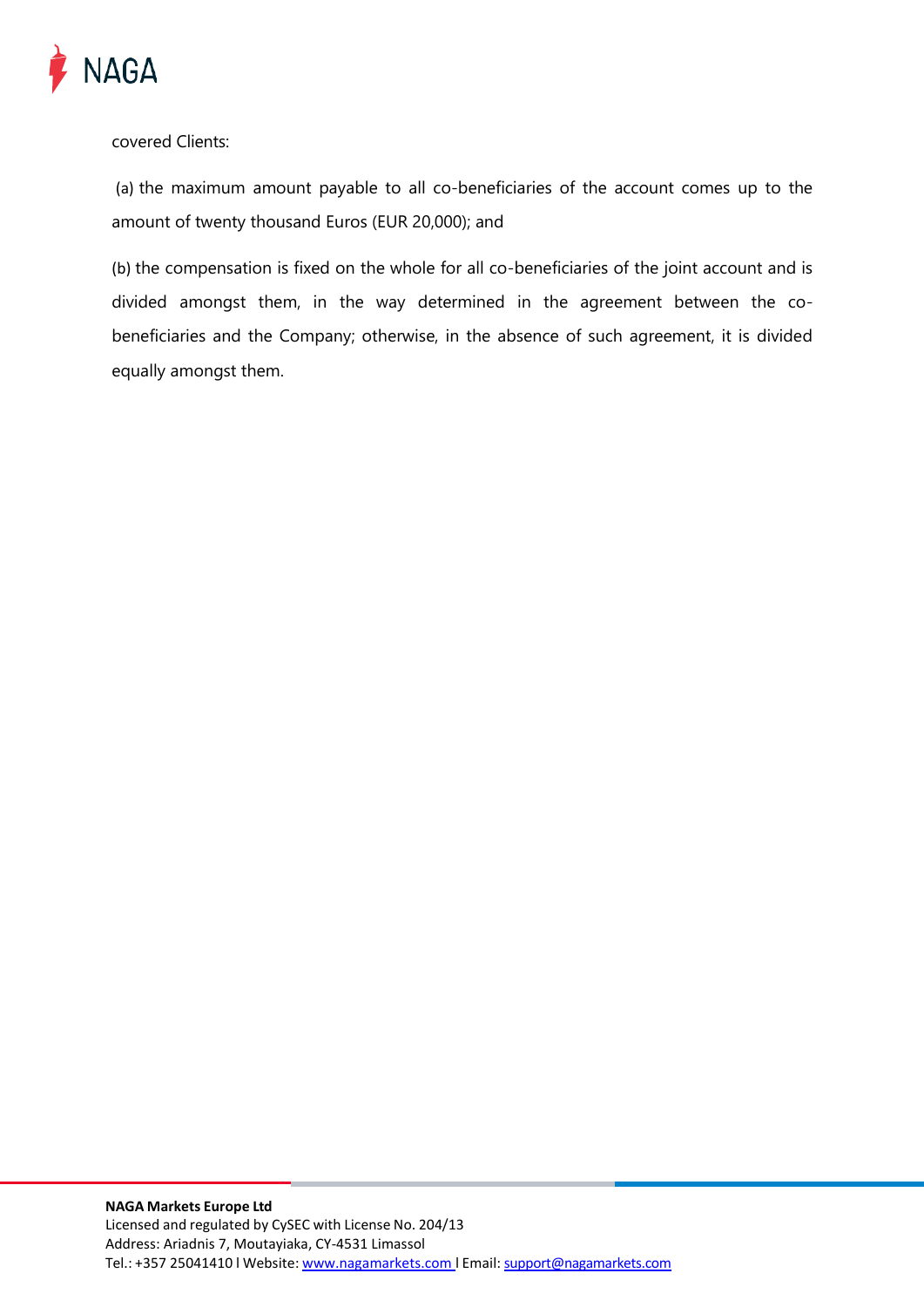covered Clients:

(a) the maximum amount payable to all co-beneficiaries of the account comes up to the amount of twenty thousand Euros (EUR 20,000); and

(b) the compensation is fixed on the whole for all co-beneficiaries of the joint account and is divided amongst them, in the way determined in the agreement between the co-beneficiaries and the Company; otherwise, in the absence of such agreement, it is divided equally amongst them.